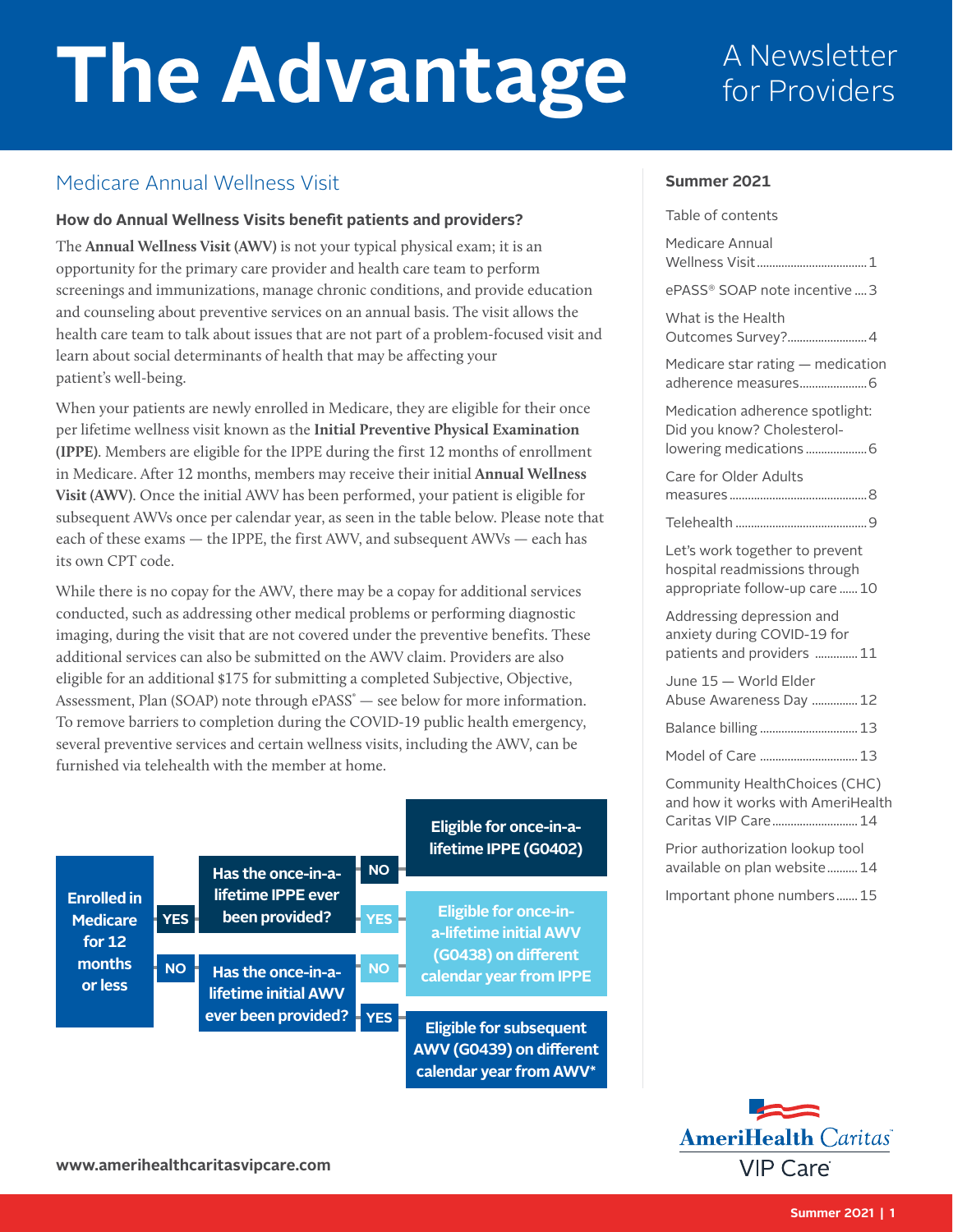# The Advantage

A Newsletter for Providers

## Medicare Annual Wellness Visit

### How do Annual Wellness Visits benefit patients and providers?

The **Annual Wellness Visit (AWV)** is not your typical physical exam; it is an opportunity for the primary care provider and health care team to perform screenings and immunizations, manage chronic conditions, and provide education and counseling about preventive services on an annual basis. The visit allows the health care team to talk about issues that are not part of a problem-focused visit and learn about social determinants of health that may be affecting your patient's well-being.

When your patients are newly enrolled in Medicare, they are eligible for their once per lifetime wellness visit known as the **Initial Preventive Physical Examination (IPPE)**. Members are eligible for the IPPE during the first 12 months of enrollment in Medicare. After 12 months, members may receive their initial **Annual Wellness Visit (AWV)**. Once the initial AWV has been performed, your patient is eligible for subsequent AWVs once per calendar year, as seen in the table below. Please note that each of these exams — the IPPE, the first AWV, and subsequent AWVs — each has its own CPT code.

While there is no copay for the AWV, there may be a copay for additional services conducted, such as addressing other medical problems or performing diagnostic imaging, during the visit that are not covered under the preventive benefits. These additional services can also be submitted on the AWV claim. Providers are also eligible for an additional $175 for submitting a completed Subjective, Objective, Assessment, Plan (SOAP) note through ePASS® — see below for more information. To remove barriers to completion during the COVID-19 public health emergency, several preventive services and certain wellness visits, including the AWV, can be furnished via telehealth with the member at home.

- **Enrolled in Medicare for 12 months or less**
  - **YES** → **Has the once-in-a-lifetime IPPE ever been provided?**
    - **NO** → **Eligible for once-in-a-lifetime IPPE (G0402)**
    - **YES** → **Eligible for once-in-a-lifetime initial AWV (G0438) on different calendar year from IPPE**
  - **NO** → **Has the once-in-a-lifetime initial AWV ever been provided?**
    - **NO** → **Eligible for once-in-a-lifetime initial AWV (G0438) on different calendar year from IPPE**
    - **YES** → **Eligible for subsequent AWV (G0439) on different calendar year from AWV***

**Summer 2021**

Table of contents

- Medicare Annual Wellness Visit .......... 1
- ePASS® SOAP note incentive .......... 3
- What is the Health Outcomes Survey? .......... 4
- Medicare star rating — medication adherence measures .......... 6
- Medication adherence spotlight: Did you know? Cholesterol-lowering medications .......... 6
- Care for Older Adults measures .......... 8
- Telehealth .......... 9
- Let's work together to prevent hospital readmissions through appropriate follow-up care .......... 10
- Addressing depression and anxiety during COVID-19 for patients and providers .......... 11
- June 15 — World Elder Abuse Awareness Day .......... 12
- Balance billing .......... 13
- Model of Care .......... 13
- Community HealthChoices (CHC) and how it works with AmeriHealth Caritas VIP Care .......... 14
- Prior authorization lookup tool available on plan website .......... 14
- Important phone numbers .......... 15

www.amerihealthcaritasvipcare.com

AmeriHealth Caritas VIP Care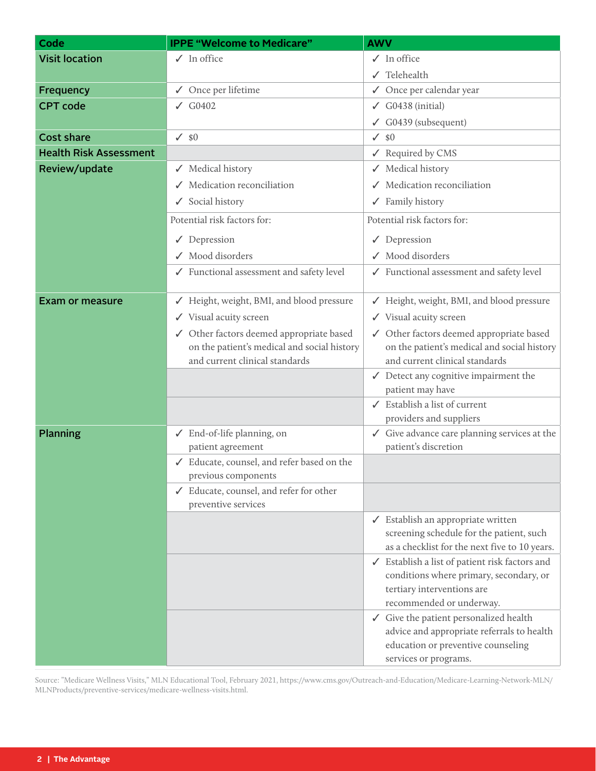| Code | IPPE "Welcome to Medicare" | AWV |
|---|---|---|
| Visit location | ✓ In office | ✓ In office<br>✓ Telehealth |
| Frequency | ✓ Once per lifetime | ✓ Once per calendar year |
| CPT code | ✓ G0402 | ✓ G0438 (initial)<br>✓ G0439 (subsequent) |
| Cost share | ✓ $0 | ✓ $0 |
| Health Risk Assessment | | ✓ Required by CMS |
| Review/update | ✓ Medical history<br>✓ Medication reconciliation<br>✓ Social history | ✓ Medical history<br>✓ Medication reconciliation<br>✓ Family history |
| | Potential risk factors for:<br>✓ Depression<br>✓ Mood disorders | Potential risk factors for:<br>✓ Depression<br>✓ Mood disorders |
| | ✓ Functional assessment and safety level | ✓ Functional assessment and safety level |
| Exam or measure | ✓ Height, weight, BMI, and blood pressure<br>✓ Visual acuity screen<br>✓ Other factors deemed appropriate based on the patient's medical and social history and current clinical standards | ✓ Height, weight, BMI, and blood pressure<br>✓ Visual acuity screen<br>✓ Other factors deemed appropriate based on the patient's medical and social history and current clinical standards |
| | | ✓ Detect any cognitive impairment the patient may have |
| | | ✓ Establish a list of current providers and suppliers |
| Planning | ✓ End-of-life planning, on patient agreement | ✓ Give advance care planning services at the patient's discretion |
| | ✓ Educate, counsel, and refer based on the previous components | |
| | ✓ Educate, counsel, and refer for other preventive services | |
| | | ✓ Establish an appropriate written screening schedule for the patient, such as a checklist for the next five to 10 years. |
| | | ✓ Establish a list of patient risk factors and conditions where primary, secondary, or tertiary interventions are recommended or underway. |
| | | ✓ Give the patient personalized health advice and appropriate referrals to health education or preventive counseling services or programs. |

Source: "Medicare Wellness Visits," MLN Educational Tool, February 2021, https://www.cms.gov/Outreach-and-Education/Medicare-Learning-Network-MLN/MLNProducts/preventive-services/medicare-wellness-visits.html.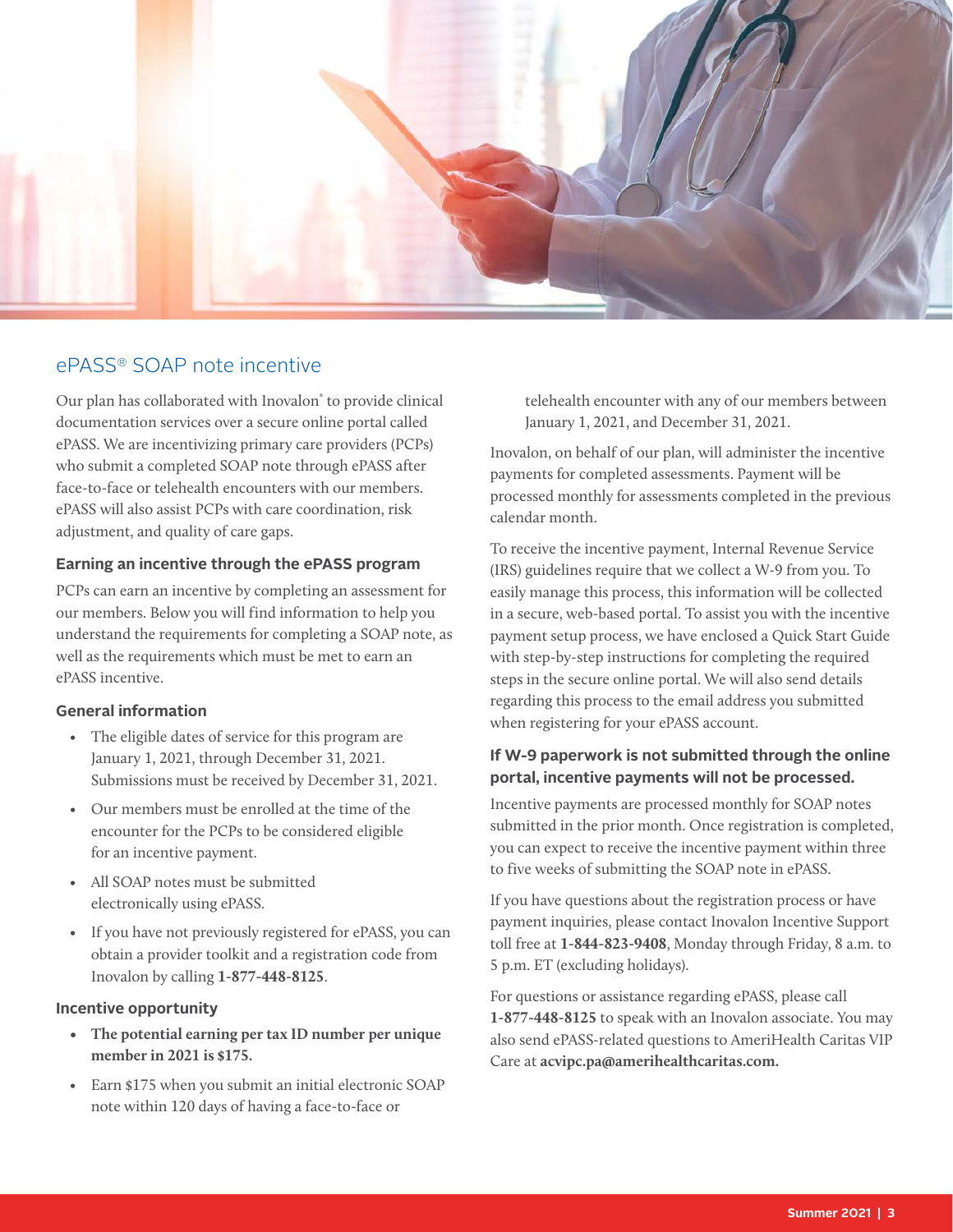## ePASS® SOAP note incentive

Our plan has collaborated with Inovalon® to provide clinical documentation services over a secure online portal called ePASS. We are incentivizing primary care providers (PCPs) who submit a completed SOAP note through ePASS after face-to-face or telehealth encounters with our members. ePASS will also assist PCPs with care coordination, risk adjustment, and quality of care gaps.

### Earning an incentive through the ePASS program

PCPs can earn an incentive by completing an assessment for our members. Below you will find information to help you understand the requirements for completing a SOAP note, as well as the requirements which must be met to earn an ePASS incentive.

### General information

- The eligible dates of service for this program are January 1, 2021, through December 31, 2021. Submissions must be received by December 31, 2021.
- Our members must be enrolled at the time of the encounter for the PCPs to be considered eligible for an incentive payment.
- All SOAP notes must be submitted electronically using ePASS.
- If you have not previously registered for ePASS, you can obtain a provider toolkit and a registration code from Inovalon by calling **1-877-448-8125**.

### Incentive opportunity

- **The potential earning per tax ID number per unique member in 2021 is $175.**
- Earn $175 when you submit an initial electronic SOAP note within 120 days of having a face-to-face or telehealth encounter with any of our members between January 1, 2021, and December 31, 2021.

Inovalon, on behalf of our plan, will administer the incentive payments for completed assessments. Payment will be processed monthly for assessments completed in the previous calendar month.

To receive the incentive payment, Internal Revenue Service (IRS) guidelines require that we collect a W-9 from you. To easily manage this process, this information will be collected in a secure, web-based portal. To assist you with the incentive payment setup process, we have enclosed a Quick Start Guide with step-by-step instructions for completing the required steps in the secure online portal. We will also send details regarding this process to the email address you submitted when registering for your ePASS account.

### If W-9 paperwork is not submitted through the online portal, incentive payments will not be processed.

Incentive payments are processed monthly for SOAP notes submitted in the prior month. Once registration is completed, you can expect to receive the incentive payment within three to five weeks of submitting the SOAP note in ePASS.

If you have questions about the registration process or have payment inquiries, please contact Inovalon Incentive Support toll free at **1-844-823-9408**, Monday through Friday, 8 a.m. to 5 p.m. ET (excluding holidays).

For questions or assistance regarding ePASS, please call **1-877-448-8125** to speak with an Inovalon associate. You may also send ePASS-related questions to AmeriHealth Caritas VIP Care at **acvipc.pa@amerihealthcaritas.com.**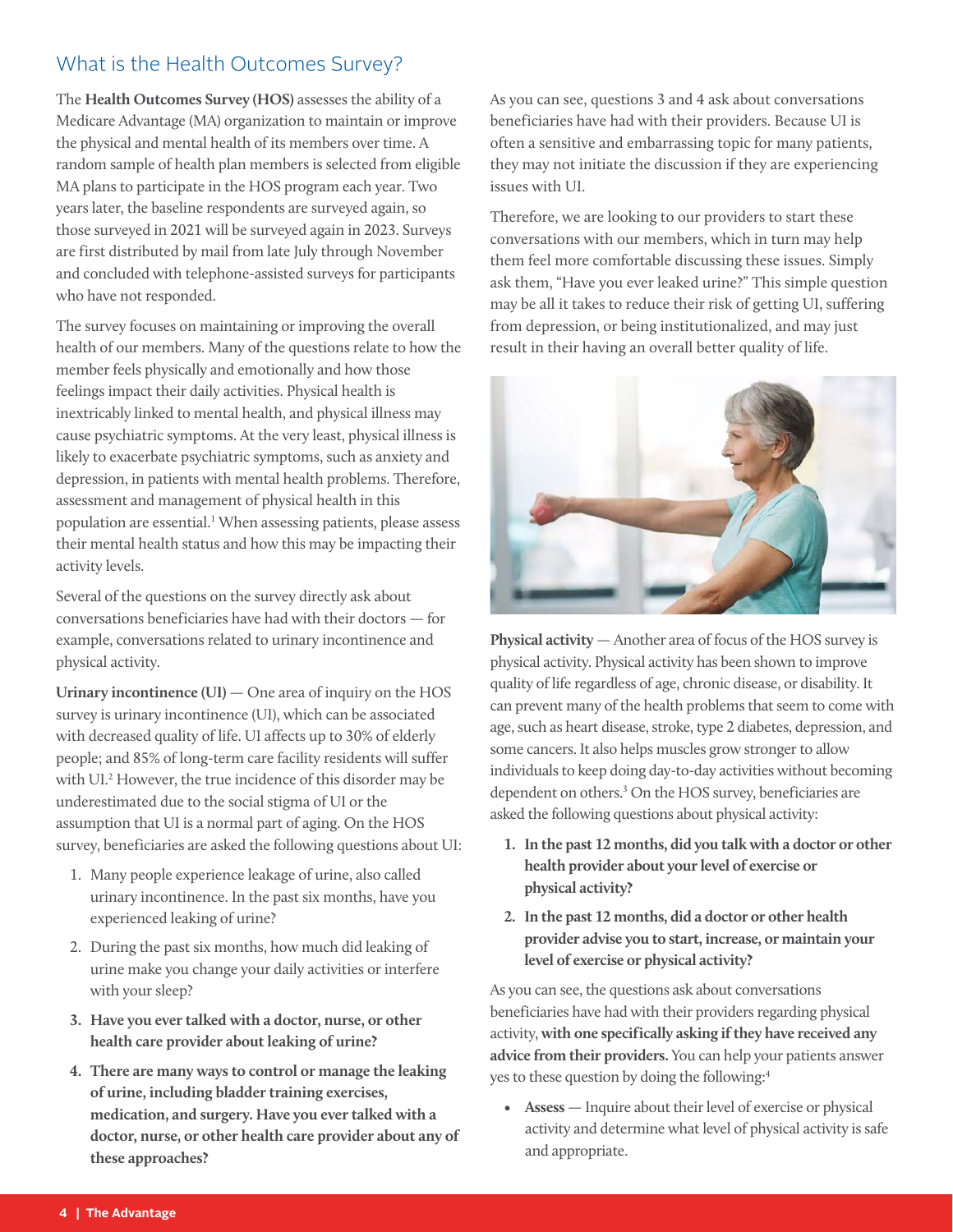## What is the Health Outcomes Survey?

The **Health Outcomes Survey (HOS)** assesses the ability of a Medicare Advantage (MA) organization to maintain or improve the physical and mental health of its members over time. A random sample of health plan members is selected from eligible MA plans to participate in the HOS program each year. Two years later, the baseline respondents are surveyed again, so those surveyed in 2021 will be surveyed again in 2023. Surveys are first distributed by mail from late July through November and concluded with telephone-assisted surveys for participants who have not responded.

The survey focuses on maintaining or improving the overall health of our members. Many of the questions relate to how the member feels physically and emotionally and how those feelings impact their daily activities. Physical health is inextricably linked to mental health, and physical illness may cause psychiatric symptoms. At the very least, physical illness is likely to exacerbate psychiatric symptoms, such as anxiety and depression, in patients with mental health problems. Therefore, assessment and management of physical health in this population are essential.[1] When assessing patients, please assess their mental health status and how this may be impacting their activity levels.

Several of the questions on the survey directly ask about conversations beneficiaries have had with their doctors — for example, conversations related to urinary incontinence and physical activity.

**Urinary incontinence (UI)** — One area of inquiry on the HOS survey is urinary incontinence (UI), which can be associated with decreased quality of life. UI affects up to 30% of elderly people; and 85% of long-term care facility residents will suffer with UI.[2] However, the true incidence of this disorder may be underestimated due to the social stigma of UI or the assumption that UI is a normal part of aging. On the HOS survey, beneficiaries are asked the following questions about UI:

1. Many people experience leakage of urine, also called urinary incontinence. In the past six months, have you experienced leaking of urine?
2. During the past six months, how much did leaking of urine make you change your daily activities or interfere with your sleep?
3. **Have you ever talked with a doctor, nurse, or other health care provider about leaking of urine?**
4. **There are many ways to control or manage the leaking of urine, including bladder training exercises, medication, and surgery. Have you ever talked with a doctor, nurse, or other health care provider about any of these approaches?**

As you can see, questions 3 and 4 ask about conversations beneficiaries have had with their providers. Because UI is often a sensitive and embarrassing topic for many patients, they may not initiate the discussion if they are experiencing issues with UI.

Therefore, we are looking to our providers to start these conversations with our members, which in turn may help them feel more comfortable discussing these issues. Simply ask them, "Have you ever leaked urine?" This simple question may be all it takes to reduce their risk of getting UI, suffering from depression, or being institutionalized, and may just result in their having an overall better quality of life.

**Physical activity** — Another area of focus of the HOS survey is physical activity. Physical activity has been shown to improve quality of life regardless of age, chronic disease, or disability. It can prevent many of the health problems that seem to come with age, such as heart disease, stroke, type 2 diabetes, depression, and some cancers. It also helps muscles grow stronger to allow individuals to keep doing day-to-day activities without becoming dependent on others.[3] On the HOS survey, beneficiaries are asked the following questions about physical activity:

1. **In the past 12 months, did you talk with a doctor or other health provider about your level of exercise or physical activity?**
2. **In the past 12 months, did a doctor or other health provider advise you to start, increase, or maintain your level of exercise or physical activity?**

As you can see, the questions ask about conversations beneficiaries have had with their providers regarding physical activity, **with one specifically asking if they have received any advice from their providers.** You can help your patients answer yes to these question by doing the following:[4]

- **Assess** — Inquire about their level of exercise or physical activity and determine what level of physical activity is safe and appropriate.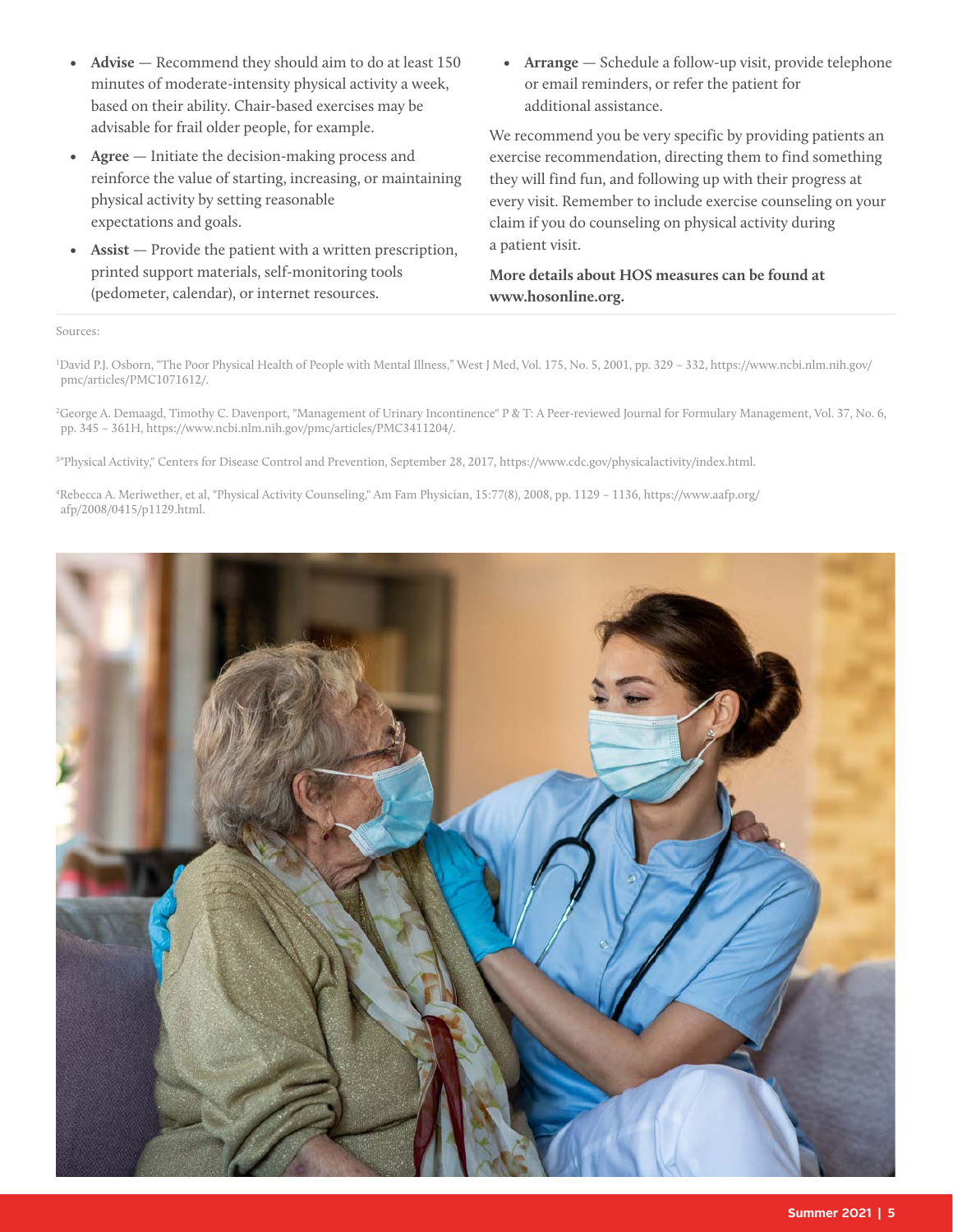- **Advise** — Recommend they should aim to do at least 150 minutes of moderate-intensity physical activity a week, based on their ability. Chair-based exercises may be advisable for frail older people, for example.
- **Agree** — Initiate the decision-making process and reinforce the value of starting, increasing, or maintaining physical activity by setting reasonable expectations and goals.
- **Assist** — Provide the patient with a written prescription, printed support materials, self-monitoring tools (pedometer, calendar), or internet resources.
- **Arrange** — Schedule a follow-up visit, provide telephone or email reminders, or refer the patient for additional assistance.

We recommend you be very specific by providing patients an exercise recommendation, directing them to find something they will find fun, and following up with their progress at every visit. Remember to include exercise counseling on your claim if you do counseling on physical activity during a patient visit.

**More details about HOS measures can be found at www.hosonline.org.**

Sources:

[1]David P.J. Osborn, "The Poor Physical Health of People with Mental Illness," West J Med, Vol. 175, No. 5, 2001, pp. 329 – 332, https://www.ncbi.nlm.nih.gov/pmc/articles/PMC1071612/.

[2]George A. Demaagd, Timothy C. Davenport, "Management of Urinary Incontinence" P & T: A Peer-reviewed Journal for Formulary Management, Vol. 37, No. 6, pp. 345 – 361H, https://www.ncbi.nlm.nih.gov/pmc/articles/PMC3411204/.

[3]"Physical Activity," Centers for Disease Control and Prevention, September 28, 2017, https://www.cdc.gov/physicalactivity/index.html.

[4]Rebecca A. Meriwether, et al, "Physical Activity Counseling," Am Fam Physician, 15:77(8), 2008, pp. 1129 – 1136, https://www.aafp.org/afp/2008/0415/p1129.html.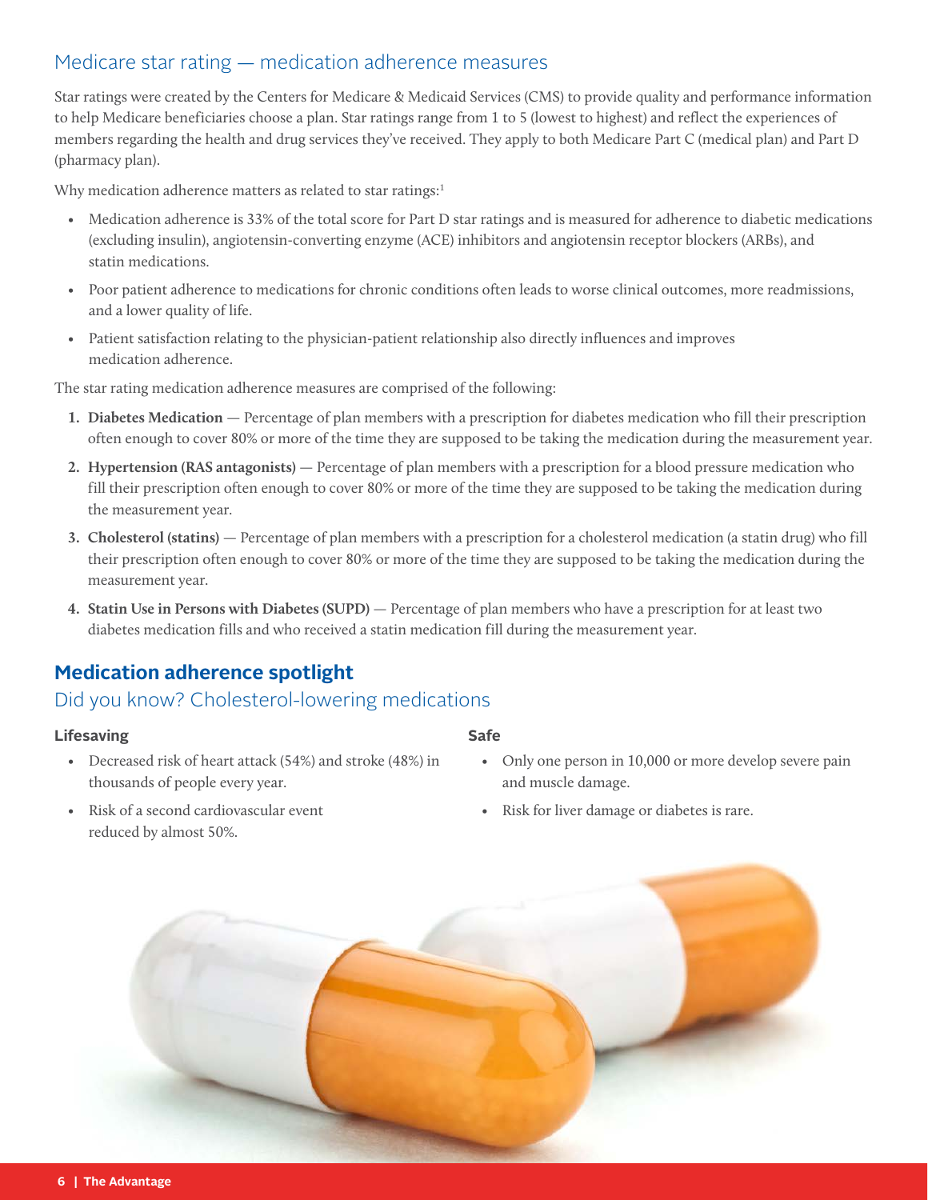## Medicare star rating — medication adherence measures

Star ratings were created by the Centers for Medicare & Medicaid Services (CMS) to provide quality and performance information to help Medicare beneficiaries choose a plan. Star ratings range from 1 to 5 (lowest to highest) and reflect the experiences of members regarding the health and drug services they've received. They apply to both Medicare Part C (medical plan) and Part D (pharmacy plan).

Why medication adherence matters as related to star ratings:[1]

- Medication adherence is 33% of the total score for Part D star ratings and is measured for adherence to diabetic medications (excluding insulin), angiotensin-converting enzyme (ACE) inhibitors and angiotensin receptor blockers (ARBs), and statin medications.
- Poor patient adherence to medications for chronic conditions often leads to worse clinical outcomes, more readmissions, and a lower quality of life.
- Patient satisfaction relating to the physician-patient relationship also directly influences and improves medication adherence.

The star rating medication adherence measures are comprised of the following:

1. **Diabetes Medication** — Percentage of plan members with a prescription for diabetes medication who fill their prescription often enough to cover 80% or more of the time they are supposed to be taking the medication during the measurement year.
2. **Hypertension (RAS antagonists)** — Percentage of plan members with a prescription for a blood pressure medication who fill their prescription often enough to cover 80% or more of the time they are supposed to be taking the medication during the measurement year.
3. **Cholesterol (statins)** — Percentage of plan members with a prescription for a cholesterol medication (a statin drug) who fill their prescription often enough to cover 80% or more of the time they are supposed to be taking the medication during the measurement year.
4. **Statin Use in Persons with Diabetes (SUPD)** — Percentage of plan members who have a prescription for at least two diabetes medication fills and who received a statin medication fill during the measurement year.

## Medication adherence spotlight

### Did you know? Cholesterol-lowering medications

#### Lifesaving

- Decreased risk of heart attack (54%) and stroke (48%) in thousands of people every year.
- Risk of a second cardiovascular event reduced by almost 50%.

#### Safe

- Only one person in 10,000 or more develop severe pain and muscle damage.
- Risk for liver damage or diabetes is rare.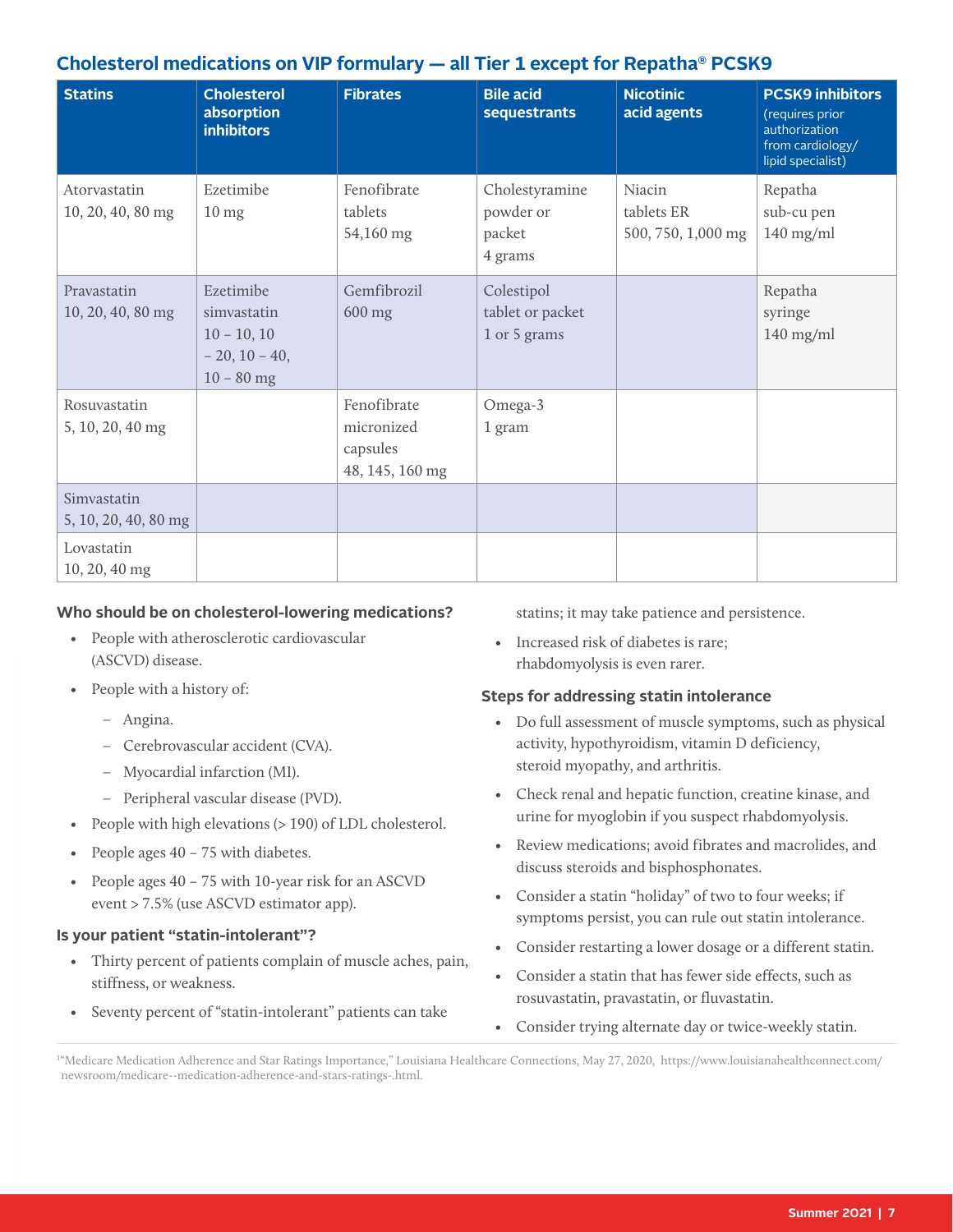## Cholesterol medications on VIP formulary — all Tier 1 except for Repatha® PCSK9

| Statins | Cholesterol absorption inhibitors | Fibrates | Bile acid sequestrants | Nicotinic acid agents | PCSK9 inhibitors (requires prior authorization from cardiology/ lipid specialist) |
|---|---|---|---|---|---|
| Atorvastatin 10, 20, 40, 80 mg | Ezetimibe 10 mg | Fenofibrate tablets 54,160 mg | Cholestyramine powder or packet 4 grams | Niacin tablets ER 500, 750, 1,000 mg | Repatha sub-cu pen 140 mg/ml |
| Pravastatin 10, 20, 40, 80 mg | Ezetimibe simvastatin 10 – 10, 10 – 20, 10 – 40, 10 – 80 mg | Gemfibrozil 600 mg | Colestipol tablet or packet 1 or 5 grams | | Repatha syringe 140 mg/ml |
| Rosuvastatin 5, 10, 20, 40 mg | | Fenofibrate micronized capsules 48, 145, 160 mg | Omega-3 1 gram | | |
| Simvastatin 5, 10, 20, 40, 80 mg | | | | | |
| Lovastatin 10, 20, 40 mg | | | | | |

### Who should be on cholesterol-lowering medications?

- People with atherosclerotic cardiovascular (ASCVD) disease.
- People with a history of:
  - Angina.
  - Cerebrovascular accident (CVA).
  - Myocardial infarction (MI).
  - Peripheral vascular disease (PVD).
- People with high elevations (> 190) of LDL cholesterol.
- People ages 40 – 75 with diabetes.
- People ages 40 – 75 with 10-year risk for an ASCVD event > 7.5% (use ASCVD estimator app).

### Is your patient "statin-intolerant"?

- Thirty percent of patients complain of muscle aches, pain, stiffness, or weakness.
- Seventy percent of "statin-intolerant" patients can take statins; it may take patience and persistence.
- Increased risk of diabetes is rare; rhabdomyolysis is even rarer.

### Steps for addressing statin intolerance

- Do full assessment of muscle symptoms, such as physical activity, hypothyroidism, vitamin D deficiency, steroid myopathy, and arthritis.
- Check renal and hepatic function, creatine kinase, and urine for myoglobin if you suspect rhabdomyolysis.
- Review medications; avoid fibrates and macrolides, and discuss steroids and bisphosphonates.
- Consider a statin "holiday" of two to four weeks; if symptoms persist, you can rule out statin intolerance.
- Consider restarting a lower dosage or a different statin.
- Consider a statin that has fewer side effects, such as rosuvastatin, pravastatin, or fluvastatin.
- Consider trying alternate day or twice-weekly statin.

[1] "Medicare Medication Adherence and Star Ratings Importance," Louisiana Healthcare Connections, May 27, 2020, https://www.louisianahealthconnect.com/newsroom/medicare--medication-adherence-and-stars-ratings-.html.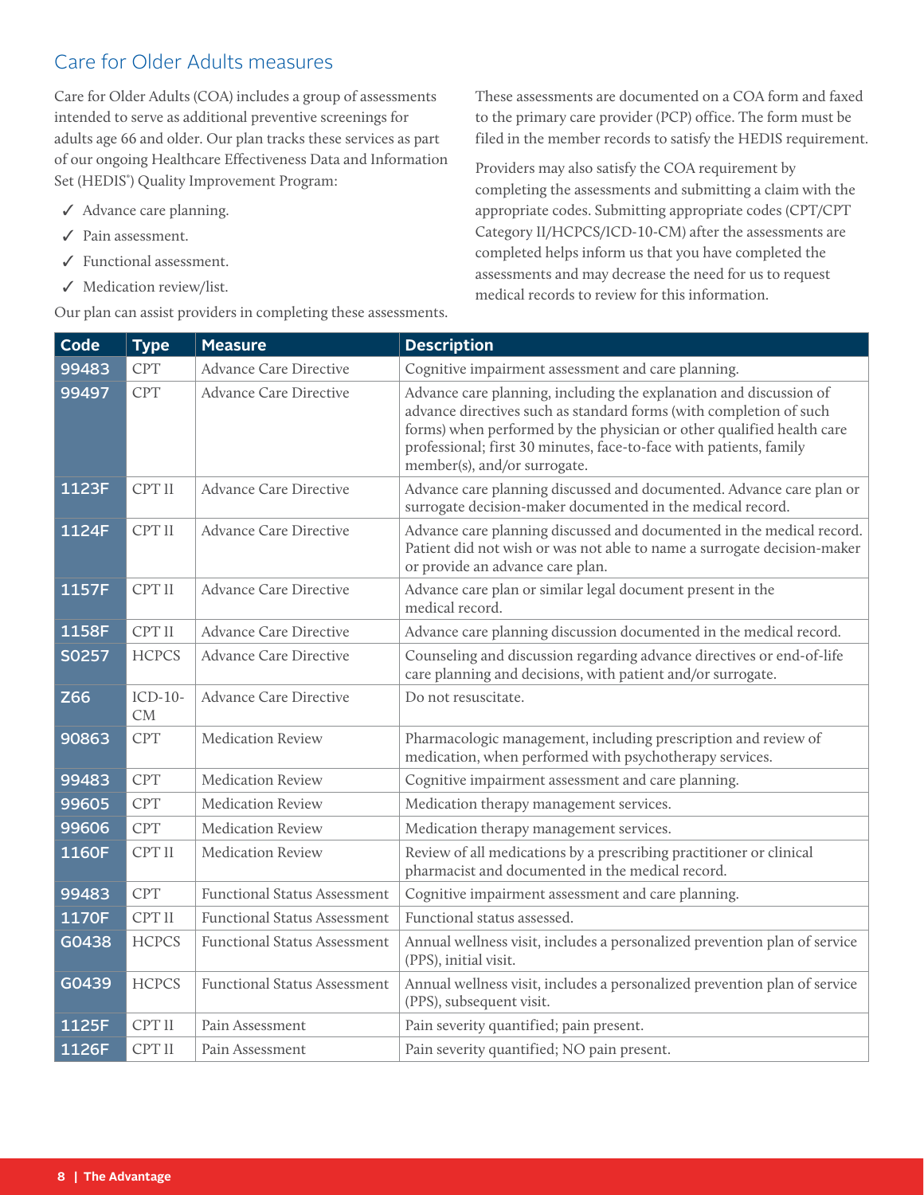## Care for Older Adults measures

Care for Older Adults (COA) includes a group of assessments intended to serve as additional preventive screenings for adults age 66 and older. Our plan tracks these services as part of our ongoing Healthcare Effectiveness Data and Information Set (HEDIS®) Quality Improvement Program:

- ✓ Advance care planning.
- ✓ Pain assessment.
- ✓ Functional assessment.
- ✓ Medication review/list.

Our plan can assist providers in completing these assessments.

These assessments are documented on a COA form and faxed to the primary care provider (PCP) office. The form must be filed in the member records to satisfy the HEDIS requirement.

Providers may also satisfy the COA requirement by completing the assessments and submitting a claim with the appropriate codes. Submitting appropriate codes (CPT/CPT Category II/HCPCS/ICD-10-CM) after the assessments are completed helps inform us that you have completed the assessments and may decrease the need for us to request medical records to review for this information.

| Code | Type | Measure | Description |
|---|---|---|---|
| 99483 | CPT | Advance Care Directive | Cognitive impairment assessment and care planning. |
| 99497 | CPT | Advance Care Directive | Advance care planning, including the explanation and discussion of advance directives such as standard forms (with completion of such forms) when performed by the physician or other qualified health care professional; first 30 minutes, face-to-face with patients, family member(s), and/or surrogate. |
| 1123F | CPT II | Advance Care Directive | Advance care planning discussed and documented. Advance care plan or surrogate decision-maker documented in the medical record. |
| 1124F | CPT II | Advance Care Directive | Advance care planning discussed and documented in the medical record. Patient did not wish or was not able to name a surrogate decision-maker or provide an advance care plan. |
| 1157F | CPT II | Advance Care Directive | Advance care plan or similar legal document present in the medical record. |
| 1158F | CPT II | Advance Care Directive | Advance care planning discussion documented in the medical record. |
| S0257 | HCPCS | Advance Care Directive | Counseling and discussion regarding advance directives or end-of-life care planning and decisions, with patient and/or surrogate. |
| Z66 | ICD-10-CM | Advance Care Directive | Do not resuscitate. |
| 90863 | CPT | Medication Review | Pharmacologic management, including prescription and review of medication, when performed with psychotherapy services. |
| 99483 | CPT | Medication Review | Cognitive impairment assessment and care planning. |
| 99605 | CPT | Medication Review | Medication therapy management services. |
| 99606 | CPT | Medication Review | Medication therapy management services. |
| 1160F | CPT II | Medication Review | Review of all medications by a prescribing practitioner or clinical pharmacist and documented in the medical record. |
| 99483 | CPT | Functional Status Assessment | Cognitive impairment assessment and care planning. |
| 1170F | CPT II | Functional Status Assessment | Functional status assessed. |
| G0438 | HCPCS | Functional Status Assessment | Annual wellness visit, includes a personalized prevention plan of service (PPS), initial visit. |
| G0439 | HCPCS | Functional Status Assessment | Annual wellness visit, includes a personalized prevention plan of service (PPS), subsequent visit. |
| 1125F | CPT II | Pain Assessment | Pain severity quantified; pain present. |
| 1126F | CPT II | Pain Assessment | Pain severity quantified; NO pain present. |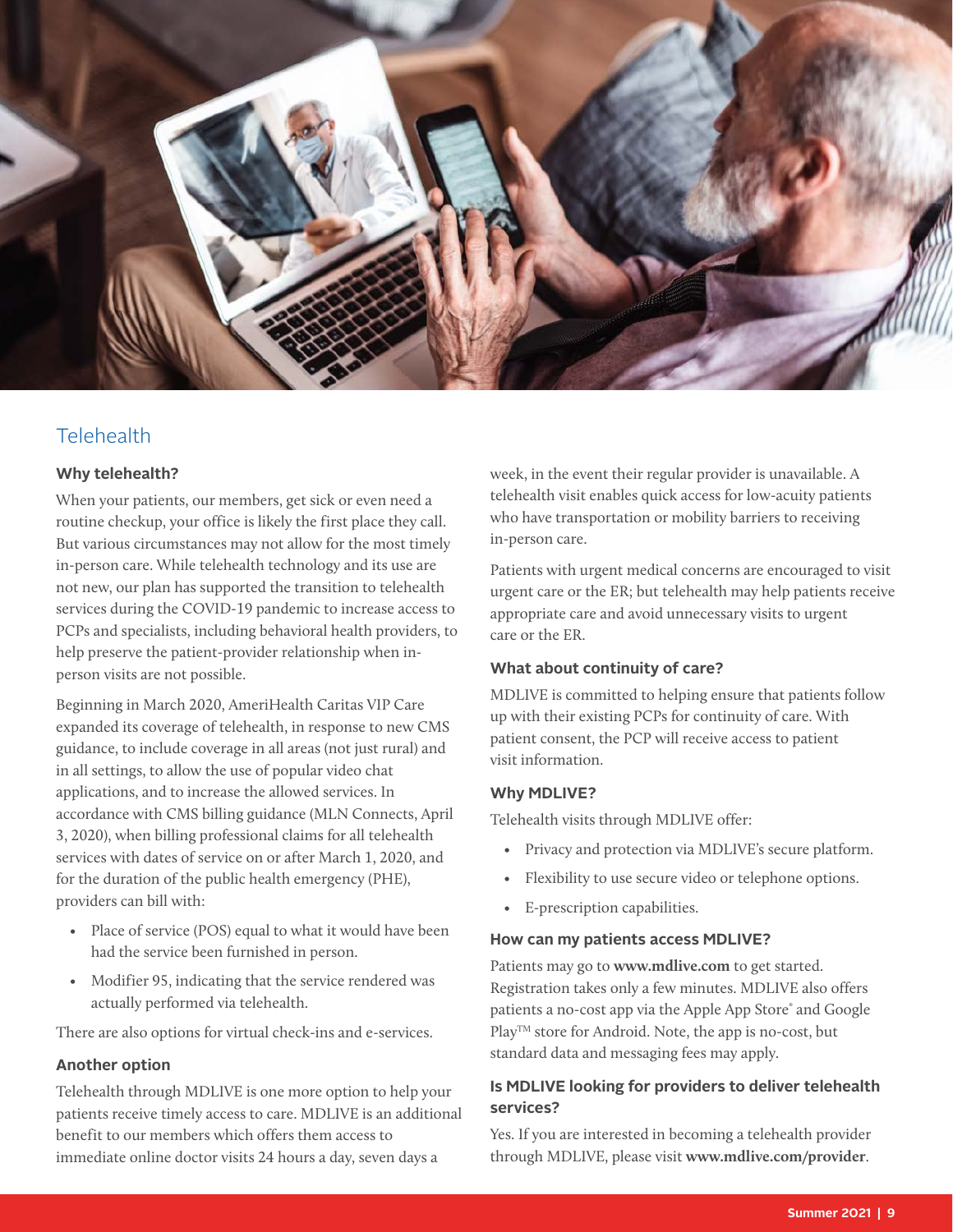## Telehealth

### Why telehealth?

When your patients, our members, get sick or even need a routine checkup, your office is likely the first place they call. But various circumstances may not allow for the most timely in-person care. While telehealth technology and its use are not new, our plan has supported the transition to telehealth services during the COVID-19 pandemic to increase access to PCPs and specialists, including behavioral health providers, to help preserve the patient-provider relationship when in-person visits are not possible.

Beginning in March 2020, AmeriHealth Caritas VIP Care expanded its coverage of telehealth, in response to new CMS guidance, to include coverage in all areas (not just rural) and in all settings, to allow the use of popular video chat applications, and to increase the allowed services. In accordance with CMS billing guidance (MLN Connects, April 3, 2020), when billing professional claims for all telehealth services with dates of service on or after March 1, 2020, and for the duration of the public health emergency (PHE), providers can bill with:

- Place of service (POS) equal to what it would have been had the service been furnished in person.
- Modifier 95, indicating that the service rendered was actually performed via telehealth.

There are also options for virtual check-ins and e-services.

### Another option

Telehealth through MDLIVE is one more option to help your patients receive timely access to care. MDLIVE is an additional benefit to our members which offers them access to immediate online doctor visits 24 hours a day, seven days a week, in the event their regular provider is unavailable. A telehealth visit enables quick access for low-acuity patients who have transportation or mobility barriers to receiving in-person care.

Patients with urgent medical concerns are encouraged to visit urgent care or the ER; but telehealth may help patients receive appropriate care and avoid unnecessary visits to urgent care or the ER.

### What about continuity of care?

MDLIVE is committed to helping ensure that patients follow up with their existing PCPs for continuity of care. With patient consent, the PCP will receive access to patient visit information.

### Why MDLIVE?

Telehealth visits through MDLIVE offer:

- Privacy and protection via MDLIVE's secure platform.
- Flexibility to use secure video or telephone options.
- E-prescription capabilities.

### How can my patients access MDLIVE?

Patients may go to **www.mdlive.com** to get started. Registration takes only a few minutes. MDLIVE also offers patients a no-cost app via the Apple App Store® and Google Play™ store for Android. Note, the app is no-cost, but standard data and messaging fees may apply.

### Is MDLIVE looking for providers to deliver telehealth services?

Yes. If you are interested in becoming a telehealth provider through MDLIVE, please visit **www.mdlive.com/provider**.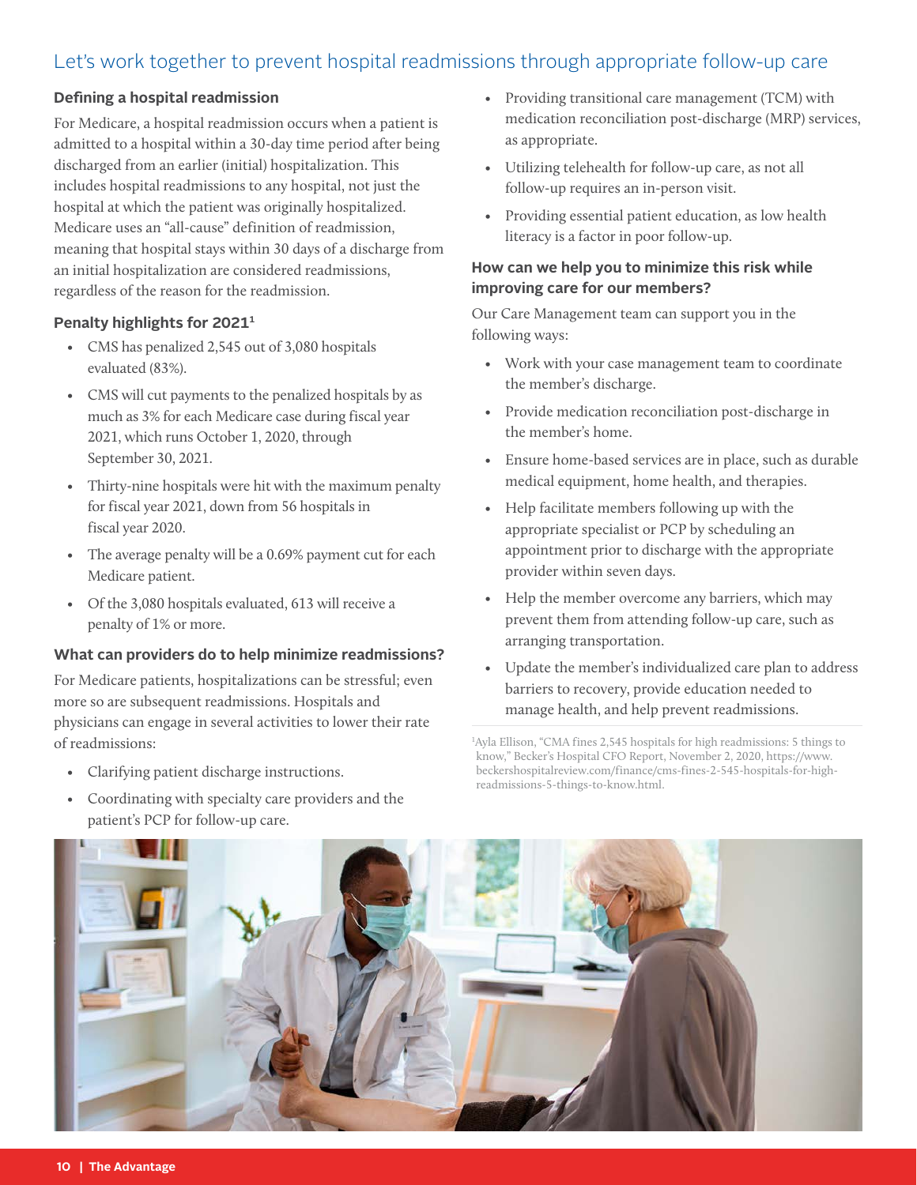# Let's work together to prevent hospital readmissions through appropriate follow-up care

### Defining a hospital readmission

For Medicare, a hospital readmission occurs when a patient is admitted to a hospital within a 30-day time period after being discharged from an earlier (initial) hospitalization. This includes hospital readmissions to any hospital, not just the hospital at which the patient was originally hospitalized. Medicare uses an "all-cause" definition of readmission, meaning that hospital stays within 30 days of a discharge from an initial hospitalization are considered readmissions, regardless of the reason for the readmission.

### Penalty highlights for 2021[1]

- CMS has penalized 2,545 out of 3,080 hospitals evaluated (83%).
- CMS will cut payments to the penalized hospitals by as much as 3% for each Medicare case during fiscal year 2021, which runs October 1, 2020, through September 30, 2021.
- Thirty-nine hospitals were hit with the maximum penalty for fiscal year 2021, down from 56 hospitals in fiscal year 2020.
- The average penalty will be a 0.69% payment cut for each Medicare patient.
- Of the 3,080 hospitals evaluated, 613 will receive a penalty of 1% or more.

### What can providers do to help minimize readmissions?

For Medicare patients, hospitalizations can be stressful; even more so are subsequent readmissions. Hospitals and physicians can engage in several activities to lower their rate of readmissions:

- Clarifying patient discharge instructions.
- Coordinating with specialty care providers and the patient's PCP for follow-up care.
- Providing transitional care management (TCM) with medication reconciliation post-discharge (MRP) services, as appropriate.
- Utilizing telehealth for follow-up care, as not all follow-up requires an in-person visit.
- Providing essential patient education, as low health literacy is a factor in poor follow-up.

### How can we help you to minimize this risk while improving care for our members?

Our Care Management team can support you in the following ways:

- Work with your case management team to coordinate the member's discharge.
- Provide medication reconciliation post-discharge in the member's home.
- Ensure home-based services are in place, such as durable medical equipment, home health, and therapies.
- Help facilitate members following up with the appropriate specialist or PCP by scheduling an appointment prior to discharge with the appropriate provider within seven days.
- Help the member overcome any barriers, which may prevent them from attending follow-up care, such as arranging transportation.
- Update the member's individualized care plan to address barriers to recovery, provide education needed to manage health, and help prevent readmissions.

[1]Ayla Ellison, "CMA fines 2,545 hospitals for high readmissions: 5 things to know," Becker's Hospital CFO Report, November 2, 2020, https://www.beckershospitalreview.com/finance/cms-fines-2-545-hospitals-for-high-readmissions-5-things-to-know.html.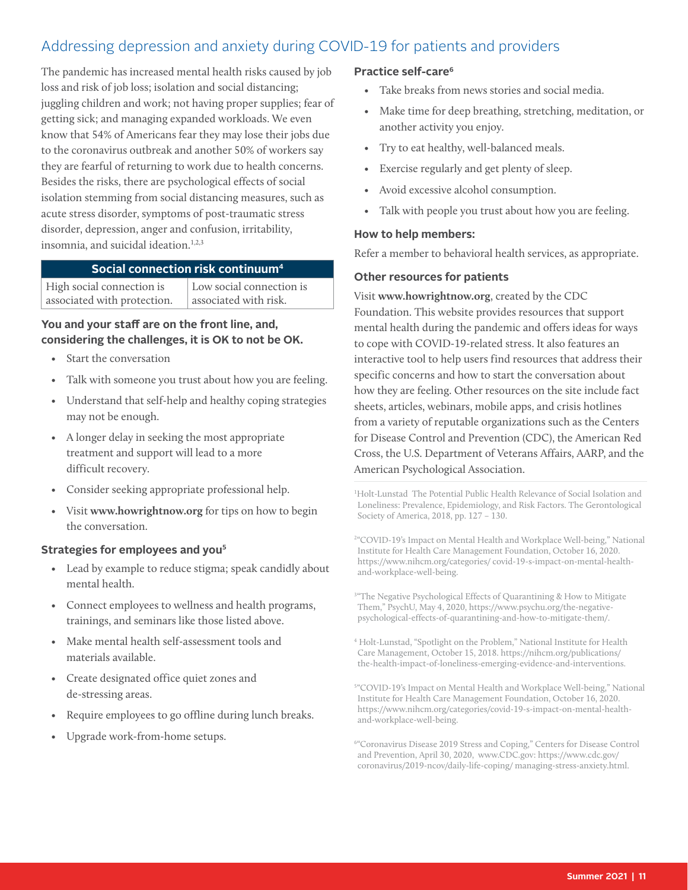## Addressing depression and anxiety during COVID-19 for patients and providers

The pandemic has increased mental health risks caused by job loss and risk of job loss; isolation and social distancing; juggling children and work; not having proper supplies; fear of getting sick; and managing expanded workloads. We even know that 54% of Americans fear they may lose their jobs due to the coronavirus outbreak and another 50% of workers say they are fearful of returning to work due to health concerns. Besides the risks, there are psychological effects of social isolation stemming from social distancing measures, such as acute stress disorder, symptoms of post-traumatic stress disorder, depression, anger and confusion, irritability, insomnia, and suicidal ideation.[1,2,3]

| Social connection risk continuum[4] | |
|---|---|
| High social connection is associated with protection. | Low social connection is associated with risk. |

### You and your staff are on the front line, and, considering the challenges, it is OK to not be OK.

- Start the conversation
- Talk with someone you trust about how you are feeling.
- Understand that self-help and healthy coping strategies may not be enough.
- A longer delay in seeking the most appropriate treatment and support will lead to a more difficult recovery.
- Consider seeking appropriate professional help.
- Visit **www.howrightnow.org** for tips on how to begin the conversation.

### Strategies for employees and you[5]

- Lead by example to reduce stigma; speak candidly about mental health.
- Connect employees to wellness and health programs, trainings, and seminars like those listed above.
- Make mental health self-assessment tools and materials available.
- Create designated office quiet zones and de-stressing areas.
- Require employees to go offline during lunch breaks.
- Upgrade work-from-home setups.

### Practice self-care[6]

- Take breaks from news stories and social media.
- Make time for deep breathing, stretching, meditation, or another activity you enjoy.
- Try to eat healthy, well-balanced meals.
- Exercise regularly and get plenty of sleep.
- Avoid excessive alcohol consumption.
- Talk with people you trust about how you are feeling.

### How to help members:

Refer a member to behavioral health services, as appropriate.

### Other resources for patients

Visit **www.howrightnow.org**, created by the CDC Foundation. This website provides resources that support mental health during the pandemic and offers ideas for ways to cope with COVID-19-related stress. It also features an interactive tool to help users find resources that address their specific concerns and how to start the conversation about how they are feeling. Other resources on the site include fact sheets, articles, webinars, mobile apps, and crisis hotlines from a variety of reputable organizations such as the Centers for Disease Control and Prevention (CDC), the American Red Cross, the U.S. Department of Veterans Affairs, AARP, and the American Psychological Association.

---

[1] Holt-Lunstad The Potential Public Health Relevance of Social Isolation and Loneliness: Prevalence, Epidemiology, and Risk Factors. The Gerontological Society of America, 2018, pp. 127 – 130.

[2] "COVID-19's Impact on Mental Health and Workplace Well-being," National Institute for Health Care Management Foundation, October 16, 2020. https://www.nihcm.org/categories/ covid-19-s-impact-on-mental-health-and-workplace-well-being.

[3] "The Negative Psychological Effects of Quarantining & How to Mitigate Them," PsychU, May 4, 2020, https://www.psychu.org/the-negative-psychological-effects-of-quarantining-and-how-to-mitigate-them/.

[4] Holt-Lunstad, "Spotlight on the Problem," National Institute for Health Care Management, October 15, 2018. https://nihcm.org/publications/ the-health-impact-of-loneliness-emerging-evidence-and-interventions.

[5] "COVID-19's Impact on Mental Health and Workplace Well-being," National Institute for Health Care Management Foundation, October 16, 2020. https://www.nihcm.org/categories/covid-19-s-impact-on-mental-health-and-workplace-well-being.

[6] "Coronavirus Disease 2019 Stress and Coping," Centers for Disease Control and Prevention, April 30, 2020, www.CDC.gov: https://www.cdc.gov/ coronavirus/2019-ncov/daily-life-coping/ managing-stress-anxiety.html.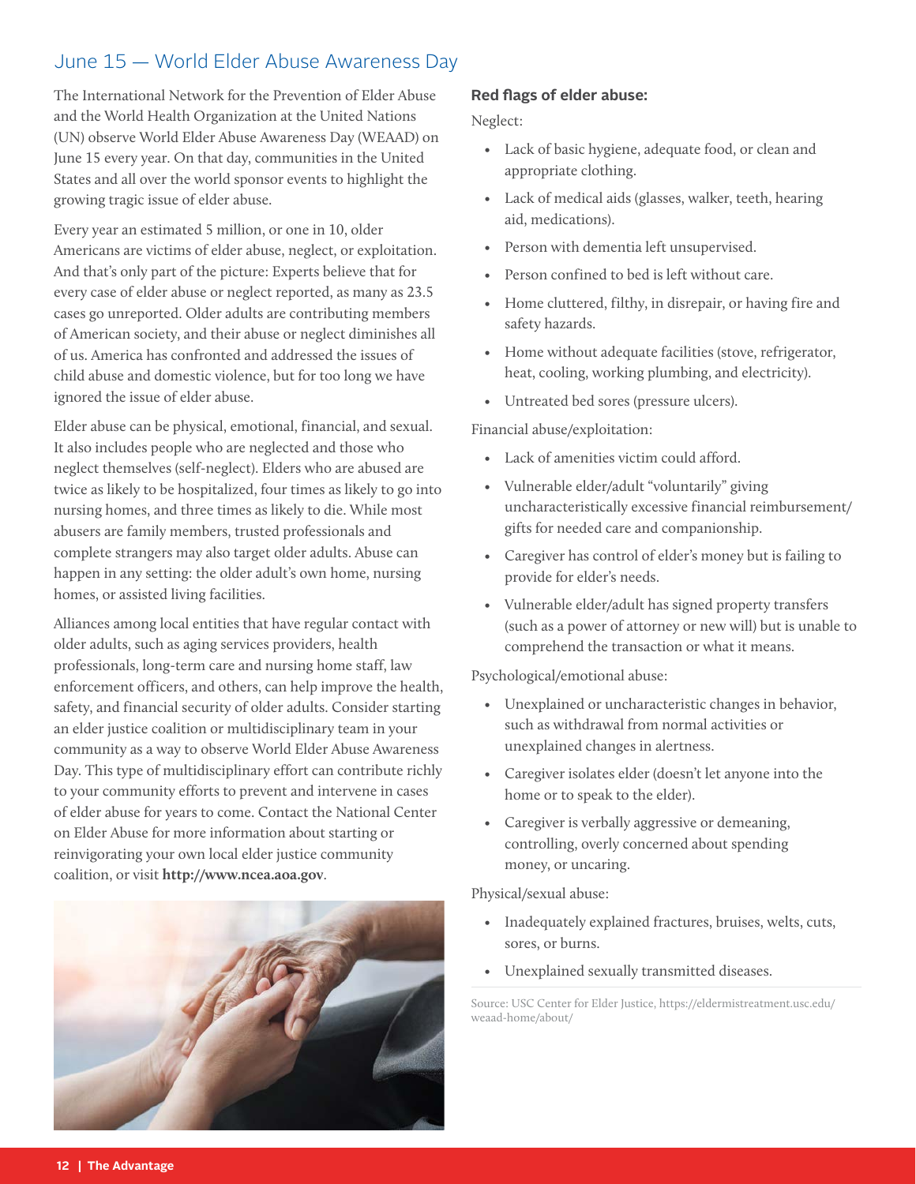## June 15 — World Elder Abuse Awareness Day

The International Network for the Prevention of Elder Abuse and the World Health Organization at the United Nations (UN) observe World Elder Abuse Awareness Day (WEAAD) on June 15 every year. On that day, communities in the United States and all over the world sponsor events to highlight the growing tragic issue of elder abuse.

Every year an estimated 5 million, or one in 10, older Americans are victims of elder abuse, neglect, or exploitation. And that's only part of the picture: Experts believe that for every case of elder abuse or neglect reported, as many as 23.5 cases go unreported. Older adults are contributing members of American society, and their abuse or neglect diminishes all of us. America has confronted and addressed the issues of child abuse and domestic violence, but for too long we have ignored the issue of elder abuse.

Elder abuse can be physical, emotional, financial, and sexual. It also includes people who are neglected and those who neglect themselves (self-neglect). Elders who are abused are twice as likely to be hospitalized, four times as likely to go into nursing homes, and three times as likely to die. While most abusers are family members, trusted professionals and complete strangers may also target older adults. Abuse can happen in any setting: the older adult's own home, nursing homes, or assisted living facilities.

Alliances among local entities that have regular contact with older adults, such as aging services providers, health professionals, long-term care and nursing home staff, law enforcement officers, and others, can help improve the health, safety, and financial security of older adults. Consider starting an elder justice coalition or multidisciplinary team in your community as a way to observe World Elder Abuse Awareness Day. This type of multidisciplinary effort can contribute richly to your community efforts to prevent and intervene in cases of elder abuse for years to come. Contact the National Center on Elder Abuse for more information about starting or reinvigorating your own local elder justice community coalition, or visit **http://www.ncea.aoa.gov**.

**Red flags of elder abuse:**

Neglect:

- Lack of basic hygiene, adequate food, or clean and appropriate clothing.
- Lack of medical aids (glasses, walker, teeth, hearing aid, medications).
- Person with dementia left unsupervised.
- Person confined to bed is left without care.
- Home cluttered, filthy, in disrepair, or having fire and safety hazards.
- Home without adequate facilities (stove, refrigerator, heat, cooling, working plumbing, and electricity).
- Untreated bed sores (pressure ulcers).

Financial abuse/exploitation:

- Lack of amenities victim could afford.
- Vulnerable elder/adult "voluntarily" giving uncharacteristically excessive financial reimbursement/gifts for needed care and companionship.
- Caregiver has control of elder's money but is failing to provide for elder's needs.
- Vulnerable elder/adult has signed property transfers (such as a power of attorney or new will) but is unable to comprehend the transaction or what it means.

Psychological/emotional abuse:

- Unexplained or uncharacteristic changes in behavior, such as withdrawal from normal activities or unexplained changes in alertness.
- Caregiver isolates elder (doesn't let anyone into the home or to speak to the elder).
- Caregiver is verbally aggressive or demeaning, controlling, overly concerned about spending money, or uncaring.

Physical/sexual abuse:

- Inadequately explained fractures, bruises, welts, cuts, sores, or burns.
- Unexplained sexually transmitted diseases.

Source: USC Center for Elder Justice, https://eldermistreatment.usc.edu/weaad-home/about/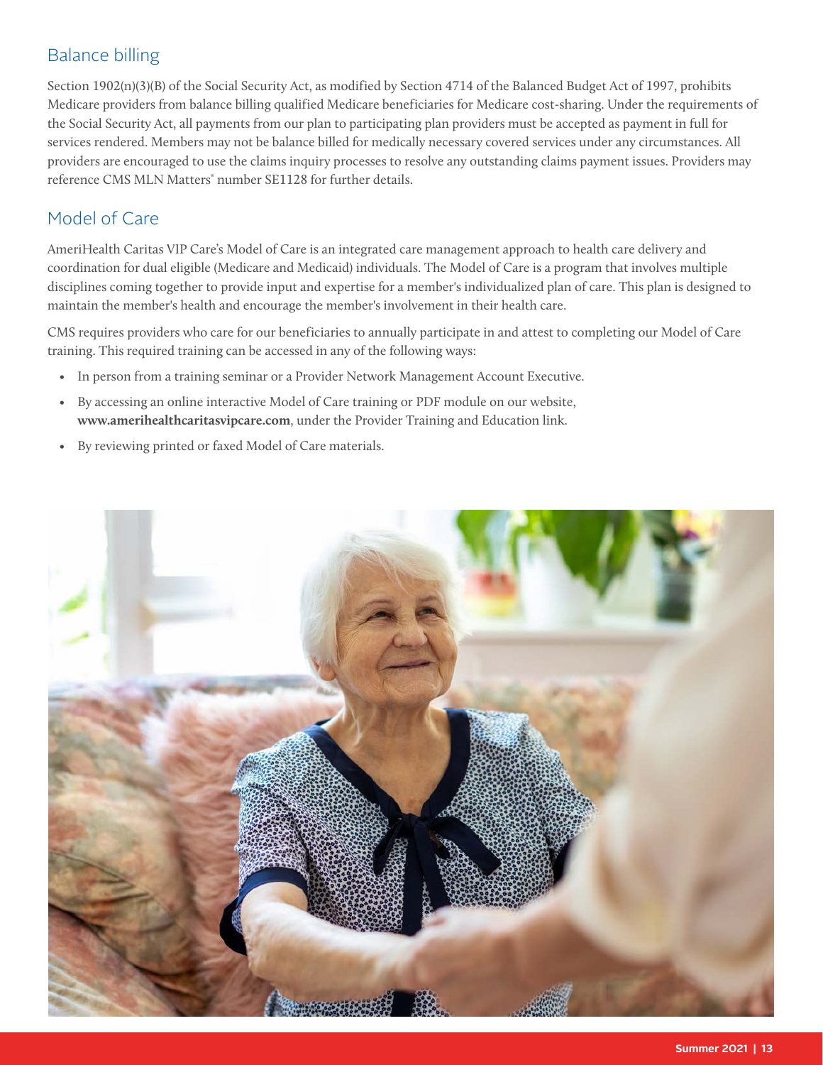## Balance billing

Section 1902(n)(3)(B) of the Social Security Act, as modified by Section 4714 of the Balanced Budget Act of 1997, prohibits Medicare providers from balance billing qualified Medicare beneficiaries for Medicare cost-sharing. Under the requirements of the Social Security Act, all payments from our plan to participating plan providers must be accepted as payment in full for services rendered. Members may not be balance billed for medically necessary covered services under any circumstances. All providers are encouraged to use the claims inquiry processes to resolve any outstanding claims payment issues. Providers may reference CMS MLN Matters® number SE1128 for further details.

## Model of Care

AmeriHealth Caritas VIP Care's Model of Care is an integrated care management approach to health care delivery and coordination for dual eligible (Medicare and Medicaid) individuals. The Model of Care is a program that involves multiple disciplines coming together to provide input and expertise for a member's individualized plan of care. This plan is designed to maintain the member's health and encourage the member's involvement in their health care.

CMS requires providers who care for our beneficiaries to annually participate in and attest to completing our Model of Care training. This required training can be accessed in any of the following ways:

- In person from a training seminar or a Provider Network Management Account Executive.
- By accessing an online interactive Model of Care training or PDF module on our website, **www.amerihealthcaritasvipcare.com**, under the Provider Training and Education link.
- By reviewing printed or faxed Model of Care materials.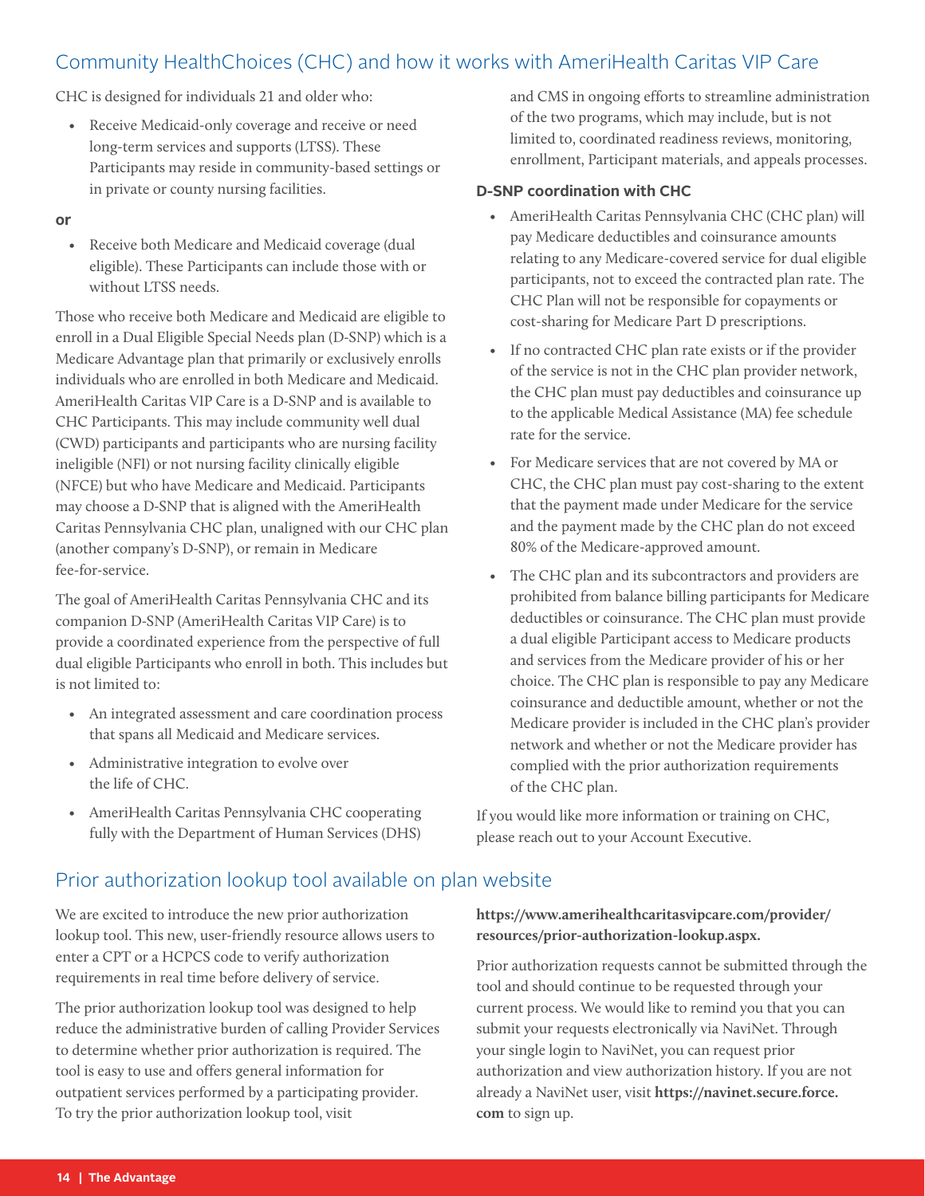## Community HealthChoices (CHC) and how it works with AmeriHealth Caritas VIP Care

CHC is designed for individuals 21 and older who:

- Receive Medicaid-only coverage and receive or need long-term services and supports (LTSS). These Participants may reside in community-based settings or in private or county nursing facilities.

**or**

- Receive both Medicare and Medicaid coverage (dual eligible). These Participants can include those with or without LTSS needs.

Those who receive both Medicare and Medicaid are eligible to enroll in a Dual Eligible Special Needs plan (D-SNP) which is a Medicare Advantage plan that primarily or exclusively enrolls individuals who are enrolled in both Medicare and Medicaid. AmeriHealth Caritas VIP Care is a D-SNP and is available to CHC Participants. This may include community well dual (CWD) participants and participants who are nursing facility ineligible (NFI) or not nursing facility clinically eligible (NFCE) but who have Medicare and Medicaid. Participants may choose a D-SNP that is aligned with the AmeriHealth Caritas Pennsylvania CHC plan, unaligned with our CHC plan (another company's D-SNP), or remain in Medicare fee-for-service.

The goal of AmeriHealth Caritas Pennsylvania CHC and its companion D-SNP (AmeriHealth Caritas VIP Care) is to provide a coordinated experience from the perspective of full dual eligible Participants who enroll in both. This includes but is not limited to:

- An integrated assessment and care coordination process that spans all Medicaid and Medicare services.
- Administrative integration to evolve over the life of CHC.
- AmeriHealth Caritas Pennsylvania CHC cooperating fully with the Department of Human Services (DHS) and CMS in ongoing efforts to streamline administration of the two programs, which may include, but is not limited to, coordinated readiness reviews, monitoring, enrollment, Participant materials, and appeals processes.

### D-SNP coordination with CHC

- AmeriHealth Caritas Pennsylvania CHC (CHC plan) will pay Medicare deductibles and coinsurance amounts relating to any Medicare-covered service for dual eligible participants, not to exceed the contracted plan rate. The CHC Plan will not be responsible for copayments or cost-sharing for Medicare Part D prescriptions.
- If no contracted CHC plan rate exists or if the provider of the service is not in the CHC plan provider network, the CHC plan must pay deductibles and coinsurance up to the applicable Medical Assistance (MA) fee schedule rate for the service.
- For Medicare services that are not covered by MA or CHC, the CHC plan must pay cost-sharing to the extent that the payment made under Medicare for the service and the payment made by the CHC plan do not exceed 80% of the Medicare-approved amount.
- The CHC plan and its subcontractors and providers are prohibited from balance billing participants for Medicare deductibles or coinsurance. The CHC plan must provide a dual eligible Participant access to Medicare products and services from the Medicare provider of his or her choice. The CHC plan is responsible to pay any Medicare coinsurance and deductible amount, whether or not the Medicare provider is included in the CHC plan's provider network and whether or not the Medicare provider has complied with the prior authorization requirements of the CHC plan.

If you would like more information or training on CHC, please reach out to your Account Executive.

## Prior authorization lookup tool available on plan website

We are excited to introduce the new prior authorization lookup tool. This new, user-friendly resource allows users to enter a CPT or a HCPCS code to verify authorization requirements in real time before delivery of service.

The prior authorization lookup tool was designed to help reduce the administrative burden of calling Provider Services to determine whether prior authorization is required. The tool is easy to use and offers general information for outpatient services performed by a participating provider. To try the prior authorization lookup tool, visit **https://www.amerihealthcaritasvipcare.com/provider/resources/prior-authorization-lookup.aspx.**

Prior authorization requests cannot be submitted through the tool and should continue to be requested through your current process. We would like to remind you that you can submit your requests electronically via NaviNet. Through your single login to NaviNet, you can request prior authorization and view authorization history. If you are not already a NaviNet user, visit **https://navinet.secure.force.com** to sign up.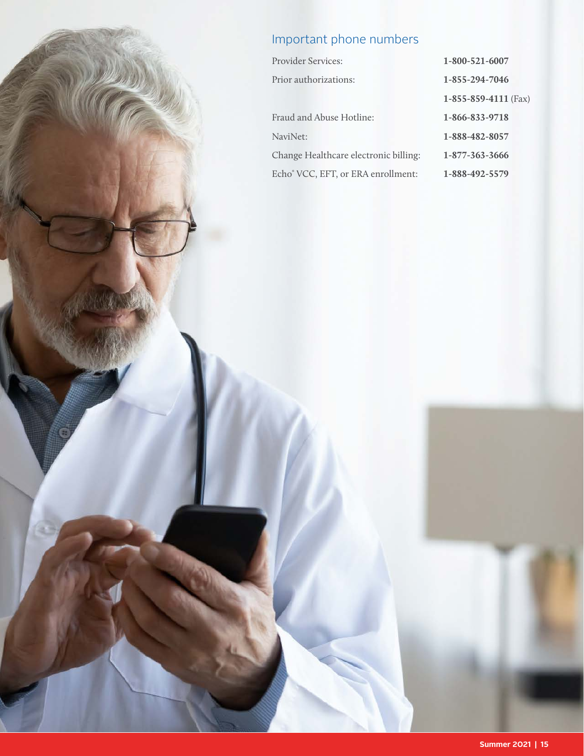## Important phone numbers

| | |
|---|---|
| Provider Services: | **1-800-521-6007** |
| Prior authorizations: | **1-855-294-7046** |
| | **1-855-859-4111** (Fax) |
| Fraud and Abuse Hotline: | **1-866-833-9718** |
| NaviNet: | **1-888-482-8057** |
| Change Healthcare electronic billing: | **1-877-363-3666** |
| Echo® VCC, EFT, or ERA enrollment: | **1-888-492-5579** |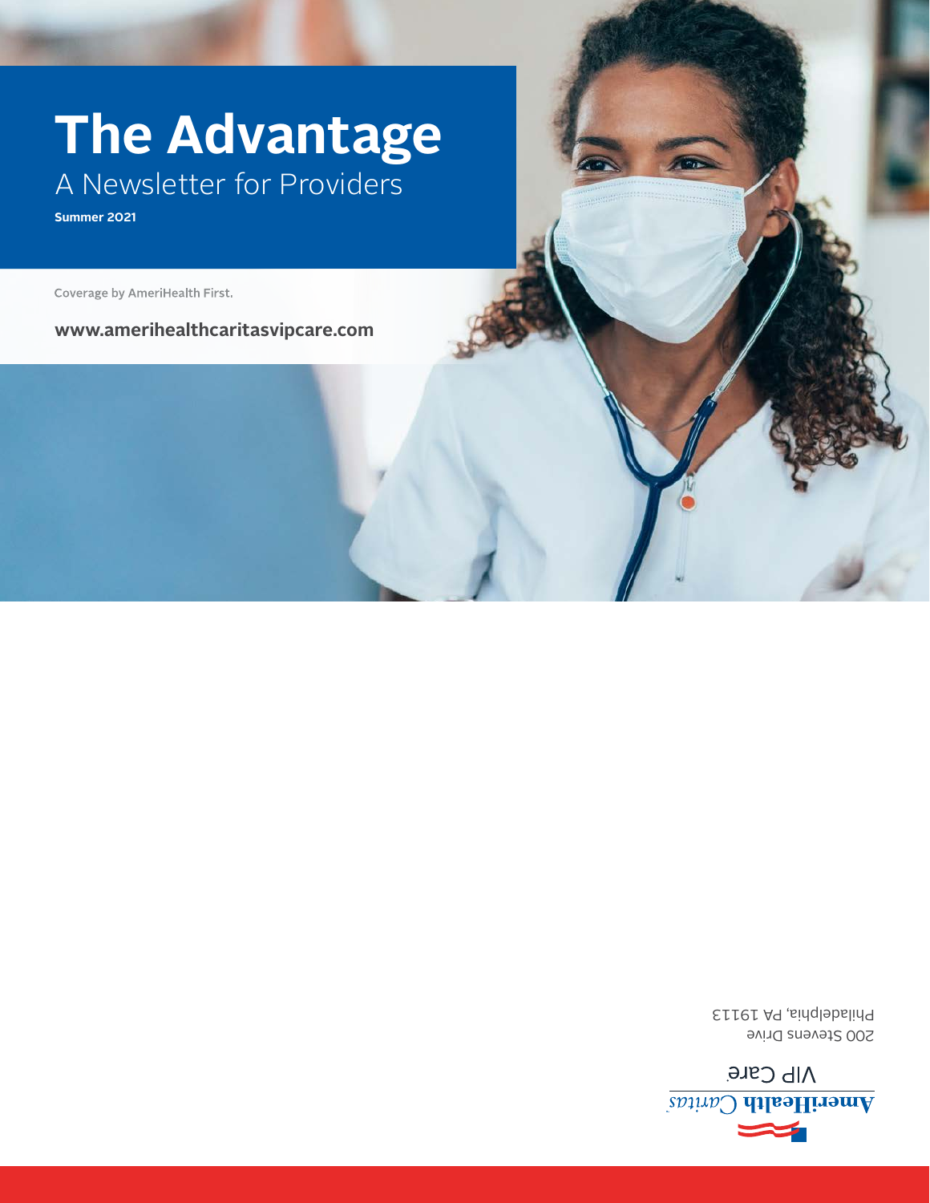# The Advantage

A Newsletter for Providers

**Summer 2021**

Coverage by AmeriHealth First.

**www.amerihealthcaritasvipcare.com**

AmeriHealth Caritas

VIP Care

200 Stevens Drive

Philadelphia, PA 19113